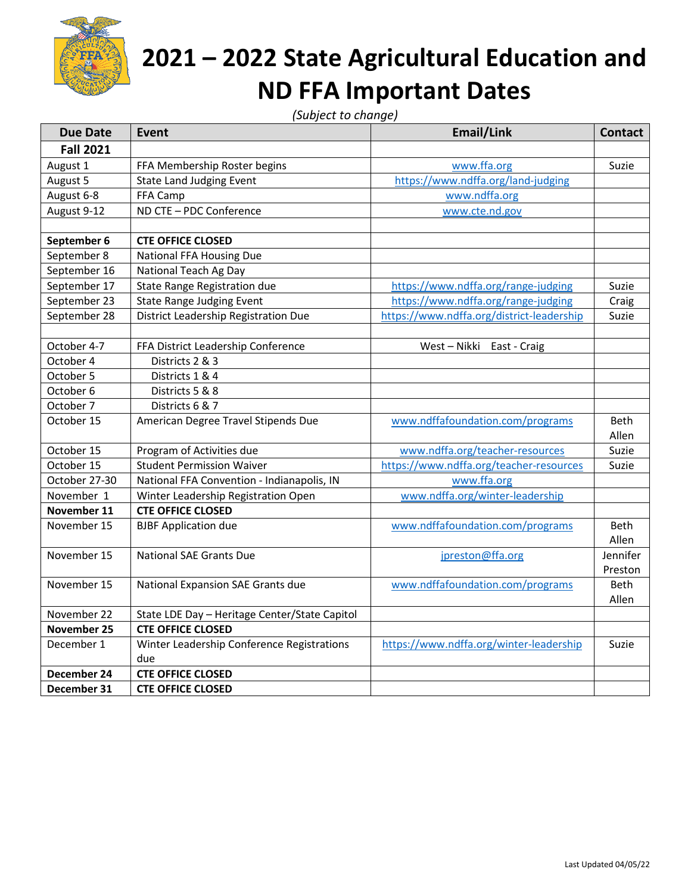# 2021 – 2022 State Agricultural Education and ND FFA Important Dates

*(Subject to change)*

| Due Date | Event | Email/Link | Contact |
|---|---|---|---|
| **Fall 2021** | | | |
| August 1 | FFA Membership Roster begins | www.ffa.org | Suzie |
| August 5 | State Land Judging Event | https://www.ndffa.org/land-judging | |
| August 6-8 | FFA Camp | www.ndffa.org | |
| August 9-12 | ND CTE – PDC Conference | www.cte.nd.gov | |
| | | | |
| **September 6** | **CTE OFFICE CLOSED** | | |
| September 8 | National FFA Housing Due | | |
| September 16 | National Teach Ag Day | | |
| September 17 | State Range Registration due | https://www.ndffa.org/range-judging | Suzie |
| September 23 | State Range Judging Event | https://www.ndffa.org/range-judging | Craig |
| September 28 | District Leadership Registration Due | https://www.ndffa.org/district-leadership | Suzie |
| | | | |
| October 4-7 | FFA District Leadership Conference | West – Nikki East - Craig | |
| October 4 | Districts 2 & 3 | | |
| October 5 | Districts 1 & 4 | | |
| October 6 | Districts 5 & 8 | | |
| October 7 | Districts 6 & 7 | | |
| October 15 | American Degree Travel Stipends Due | www.ndffafoundation.com/programs | Beth Allen |
| October 15 | Program of Activities due | www.ndffa.org/teacher-resources | Suzie |
| October 15 | Student Permission Waiver | https://www.ndffa.org/teacher-resources | Suzie |
| October 27-30 | National FFA Convention - Indianapolis, IN | www.ffa.org | |
| November 1 | Winter Leadership Registration Open | www.ndffa.org/winter-leadership | |
| **November 11** | **CTE OFFICE CLOSED** | | |
| November 15 | BJBF Application due | www.ndffafoundation.com/programs | Beth Allen |
| November 15 | National SAE Grants Due | jpreston@ffa.org | Jennifer Preston |
| November 15 | National Expansion SAE Grants due | www.ndffafoundation.com/programs | Beth Allen |
| November 22 | State LDE Day – Heritage Center/State Capitol | | |
| **November 25** | **CTE OFFICE CLOSED** | | |
| December 1 | Winter Leadership Conference Registrations due | https://www.ndffa.org/winter-leadership | Suzie |
| **December 24** | **CTE OFFICE CLOSED** | | |
| **December 31** | **CTE OFFICE CLOSED** | | |

Last Updated 04/05/22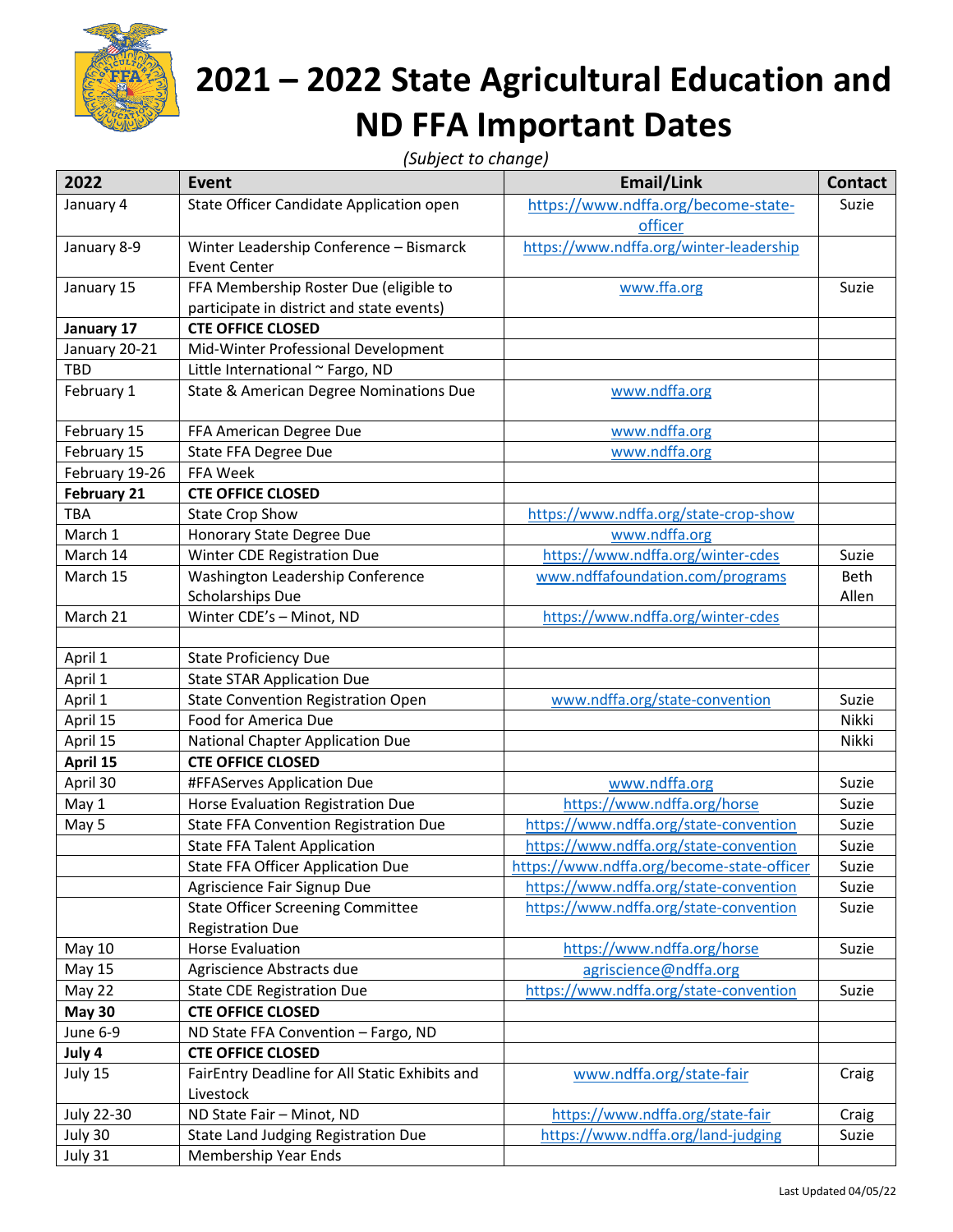# 2021 – 2022 State Agricultural Education and ND FFA Important Dates

*(Subject to change)*

| 2022 | Event | Email/Link | Contact |
|---|---|---|---|
| January 4 | State Officer Candidate Application open | https://www.ndffa.org/become-state-officer | Suzie |
| January 8-9 | Winter Leadership Conference – Bismarck Event Center | https://www.ndffa.org/winter-leadership | |
| January 15 | FFA Membership Roster Due (eligible to participate in district and state events) | www.ffa.org | Suzie |
| **January 17** | **CTE OFFICE CLOSED** | | |
| January 20-21 | Mid-Winter Professional Development | | |
| TBD | Little International ~ Fargo, ND | | |
| February 1 | State & American Degree Nominations Due | www.ndffa.org | |
| February 15 | FFA American Degree Due | www.ndffa.org | |
| February 15 | State FFA Degree Due | www.ndffa.org | |
| February 19-26 | FFA Week | | |
| **February 21** | **CTE OFFICE CLOSED** | | |
| TBA | State Crop Show | https://www.ndffa.org/state-crop-show | |
| March 1 | Honorary State Degree Due | www.ndffa.org | |
| March 14 | Winter CDE Registration Due | https://www.ndffa.org/winter-cdes | Suzie |
| March 15 | Washington Leadership Conference Scholarships Due | www.ndffafoundation.com/programs | Beth Allen |
| March 21 | Winter CDE's – Minot, ND | https://www.ndffa.org/winter-cdes | |
| | | | |
| April 1 | State Proficiency Due | | |
| April 1 | State STAR Application Due | | |
| April 1 | State Convention Registration Open | www.ndffa.org/state-convention | Suzie |
| April 15 | Food for America Due | | Nikki |
| April 15 | National Chapter Application Due | | Nikki |
| **April 15** | **CTE OFFICE CLOSED** | | |
| April 30 | #FFAServes Application Due | www.ndffa.org | Suzie |
| May 1 | Horse Evaluation Registration Due | https://www.ndffa.org/horse | Suzie |
| May 5 | State FFA Convention Registration Due | https://www.ndffa.org/state-convention | Suzie |
| | State FFA Talent Application | https://www.ndffa.org/state-convention | Suzie |
| | State FFA Officer Application Due | https://www.ndffa.org/become-state-officer | Suzie |
| | Agriscience Fair Signup Due | https://www.ndffa.org/state-convention | Suzie |
| | State Officer Screening Committee Registration Due | https://www.ndffa.org/state-convention | Suzie |
| May 10 | Horse Evaluation | https://www.ndffa.org/horse | Suzie |
| May 15 | Agriscience Abstracts due | agriscience@ndffa.org | |
| May 22 | State CDE Registration Due | https://www.ndffa.org/state-convention | Suzie |
| **May 30** | **CTE OFFICE CLOSED** | | |
| June 6-9 | ND State FFA Convention – Fargo, ND | | |
| **July 4** | **CTE OFFICE CLOSED** | | |
| July 15 | FairEntry Deadline for All Static Exhibits and Livestock | www.ndffa.org/state-fair | Craig |
| July 22-30 | ND State Fair – Minot, ND | https://www.ndffa.org/state-fair | Craig |
| July 30 | State Land Judging Registration Due | https://www.ndffa.org/land-judging | Suzie |
| July 31 | Membership Year Ends | | |

Last Updated 04/05/22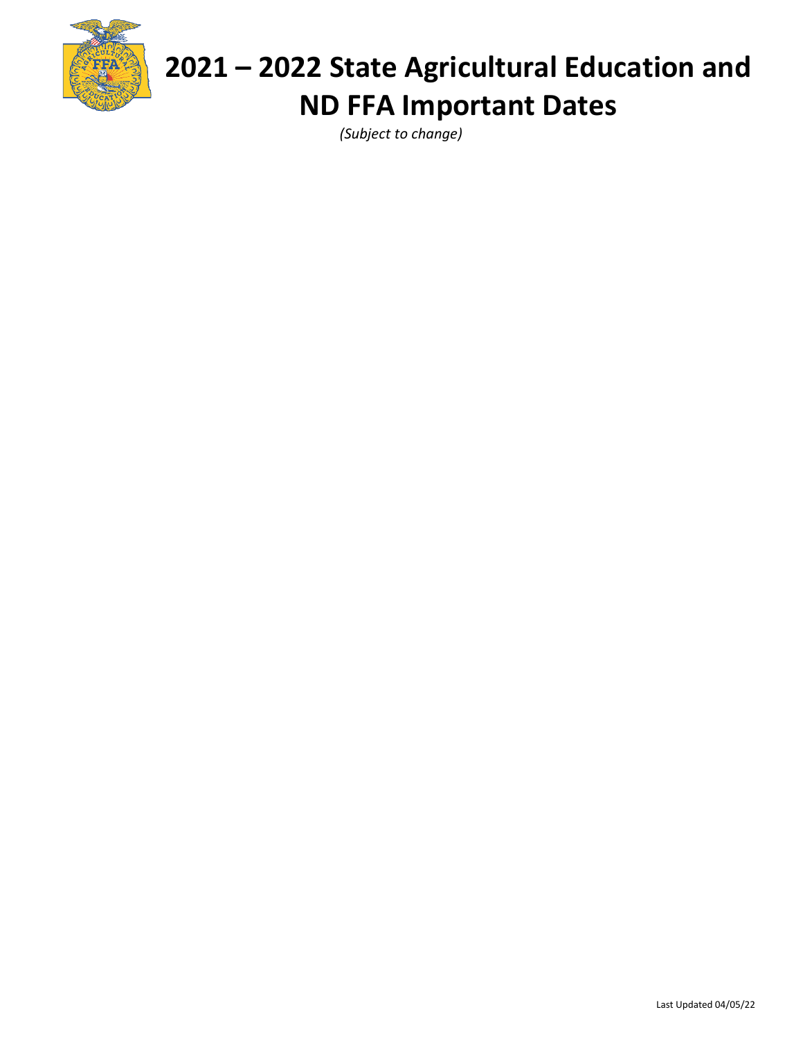# 2021 – 2022 State Agricultural Education and ND FFA Important Dates

*(Subject to change)*

Last Updated 04/05/22